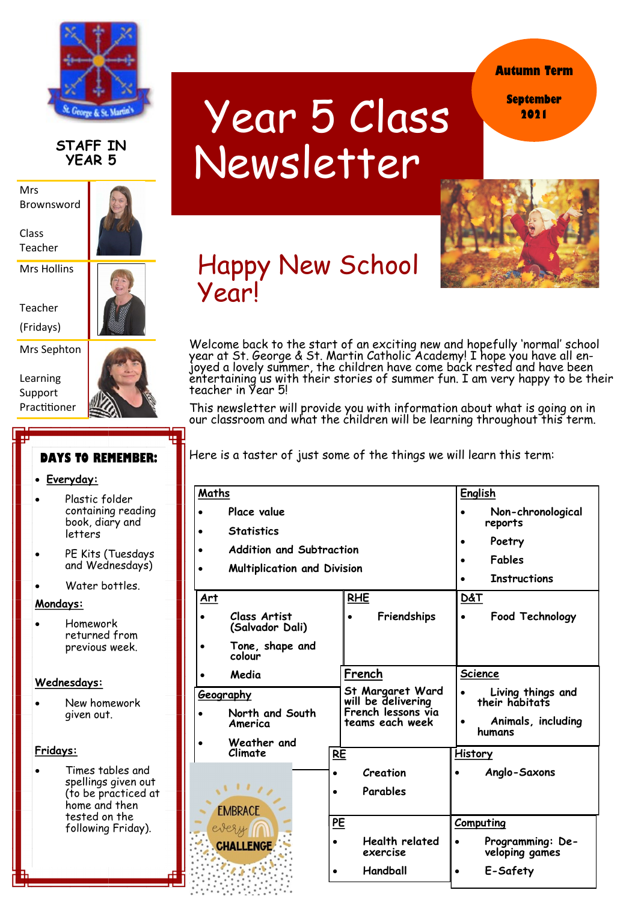# Year 5 Class Newsletter

**Autumn Term**

**September 2021**

## STAFF IN YEAR 5

Mrs Brownsword — Class Teacher

Mrs Hollins — Teacher (Fridays)

Mrs Sephton — Learning Support Practitioner

## Happy New School Year!

Welcome back to the start of an exciting new and hopefully 'normal' school year at St. George & St. Martin Catholic Academy! I hope you have all enjoyed a lovely summer, the children have come back rested and have been entertaining us with their stories of summer fun. I am very happy to be their teacher in Year 5!

This newsletter will provide you with information about what is going on in our classroom and what the children will be learning throughout this term.

### DAYS TO REMEMBER:

- **Everyday:**
  - Plastic folder containing reading book, diary and letters
  - PE Kits (Tuesdays and Wednesdays)
  - Water bottles.

**Mondays:**

- Homework returned from previous week.

**Wednesdays:**

- New homework given out.

**Fridays:**

- Times tables and spellings given out (to be practiced at home and then tested on the following Friday).

Here is a taster of just some of the things we will learn this term:

**Maths**
- Place value
- Statistics
- Addition and Subtraction
- Multiplication and Division

**English**
- Non-chronological reports
- Poetry
- Fables
- Instructions

**Art**
- Class Artist (Salvador Dali)
- Tone, shape and colour
- Media

**RHE**
- Friendships

**D&T**
- Food Technology

**French**

St Margaret Ward will be delivering French lessons via teams each week

**Science**
- Living things and their habitats
- Animals, including humans

**Geography**
- North and South America
- Weather and Climate

**RE**
- Creation
- Parables

**History**
- Anglo-Saxons

**PE**
- Health related exercise
- Handball

**Computing**
- Programming: Developing games
- E-Safety

EMBRACE every CHALLENGE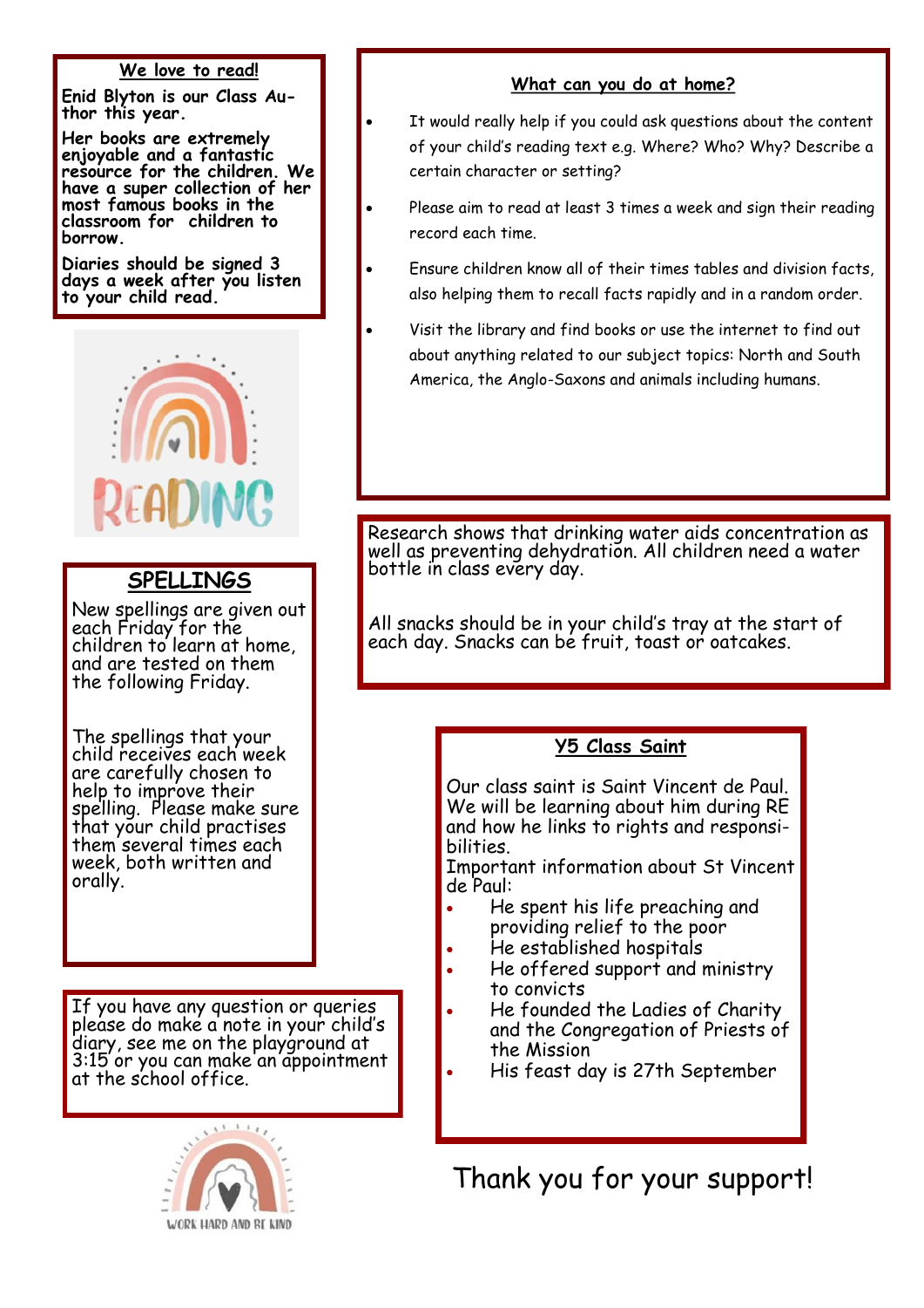## We love to read!

Enid Blyton is our Class Author this year.

Her books are extremely enjoyable and a fantastic resource for the children. We have a super collection of her most famous books in the classroom for children to borrow.

Diaries should be signed 3 days a week after you listen to your child read.

READING

## SPELLINGS

New spellings are given out each Friday for the children to learn at home, and are tested on them the following Friday.

The spellings that your child receives each week are carefully chosen to help to improve their spelling. Please make sure that your child practises them several times each week, both written and orally.

If you have any question or queries please do make a note in your child's diary, see me on the playground at 3:15 or you can make an appointment at the school office.

WORK HARD AND BE KIND

## What can you do at home?

- It would really help if you could ask questions about the content of your child's reading text e.g. Where? Who? Why? Describe a certain character or setting?
- Please aim to read at least 3 times a week and sign their reading record each time.
- Ensure children know all of their times tables and division facts, also helping them to recall facts rapidly and in a random order.
- Visit the library and find books or use the internet to find out about anything related to our subject topics: North and South America, the Anglo-Saxons and animals including humans.

Research shows that drinking water aids concentration as well as preventing dehydration. All children need a water bottle in class every day.

All snacks should be in your child's tray at the start of each day. Snacks can be fruit, toast or oatcakes.

## Y5 Class Saint

Our class saint is Saint Vincent de Paul. We will be learning about him during RE and how he links to rights and responsibilities.

Important information about St Vincent de Paul:

- He spent his life preaching and providing relief to the poor
- He established hospitals
- He offered support and ministry to convicts
- He founded the Ladies of Charity and the Congregation of Priests of the Mission
- His feast day is 27th September

Thank you for your support!